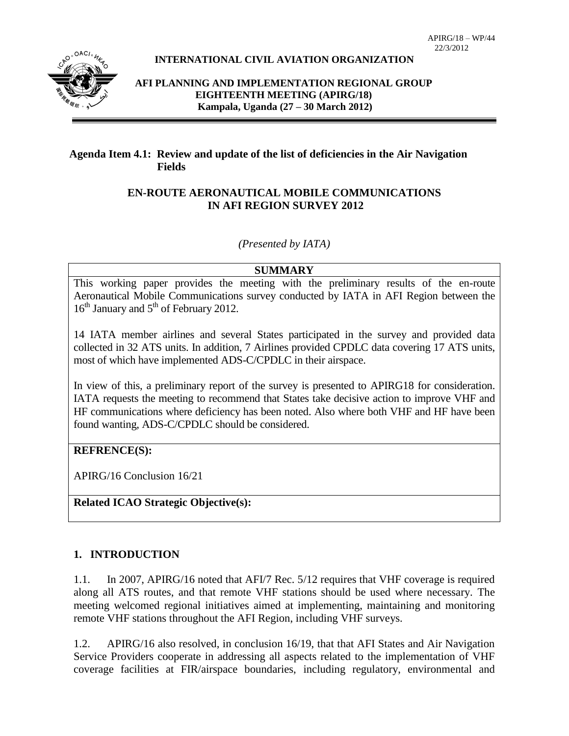APIRG/18 – WP/44
22/3/2012

**INTERNATIONAL CIVIL AVIATION ORGANIZATION**

**AFI PLANNING AND IMPLEMENTATION REGIONAL GROUP EIGHTEENTH MEETING (APIRG/18)**
**Kampala, Uganda (27 – 30 March 2012)**

**Agenda Item 4.1: Review and update of the list of deficiencies in the Air Navigation Fields**

## EN-ROUTE AERONAUTICAL MOBILE COMMUNICATIONS IN AFI REGION SURVEY 2012

*(Presented by IATA)*

**SUMMARY**

This working paper provides the meeting with the preliminary results of the en-route Aeronautical Mobile Communications survey conducted by IATA in AFI Region between the 16th January and 5th of February 2012.

14 IATA member airlines and several States participated in the survey and provided data collected in 32 ATS units. In addition, 7 Airlines provided CPDLC data covering 17 ATS units, most of which have implemented ADS-C/CPDLC in their airspace.

In view of this, a preliminary report of the survey is presented to APIRG18 for consideration. IATA requests the meeting to recommend that States take decisive action to improve VHF and HF communications where deficiency has been noted. Also where both VHF and HF have been found wanting, ADS-C/CPDLC should be considered.

**REFRENCE(S):**

APIRG/16 Conclusion 16/21

**Related ICAO Strategic Objective(s):**

## 1. INTRODUCTION

1.1. In 2007, APIRG/16 noted that AFI/7 Rec. 5/12 requires that VHF coverage is required along all ATS routes, and that remote VHF stations should be used where necessary. The meeting welcomed regional initiatives aimed at implementing, maintaining and monitoring remote VHF stations throughout the AFI Region, including VHF surveys.

1.2. APIRG/16 also resolved, in conclusion 16/19, that that AFI States and Air Navigation Service Providers cooperate in addressing all aspects related to the implementation of VHF coverage facilities at FIR/airspace boundaries, including regulatory, environmental and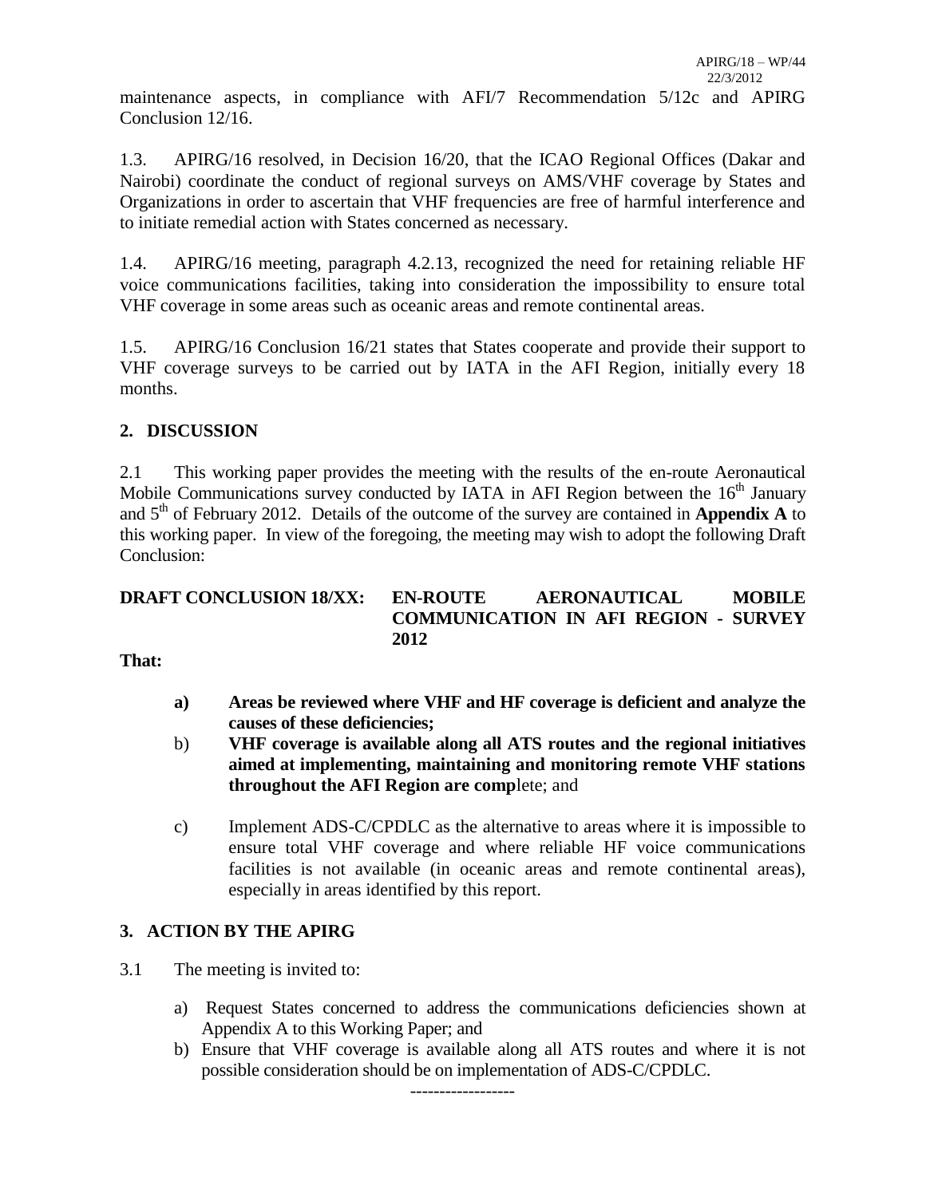maintenance aspects, in compliance with AFI/7 Recommendation 5/12c and APIRG Conclusion 12/16.

1.3. APIRG/16 resolved, in Decision 16/20, that the ICAO Regional Offices (Dakar and Nairobi) coordinate the conduct of regional surveys on AMS/VHF coverage by States and Organizations in order to ascertain that VHF frequencies are free of harmful interference and to initiate remedial action with States concerned as necessary.

1.4. APIRG/16 meeting, paragraph 4.2.13, recognized the need for retaining reliable HF voice communications facilities, taking into consideration the impossibility to ensure total VHF coverage in some areas such as oceanic areas and remote continental areas.

1.5. APIRG/16 Conclusion 16/21 states that States cooperate and provide their support to VHF coverage surveys to be carried out by IATA in the AFI Region, initially every 18 months.

## 2. DISCUSSION

2.1 This working paper provides the meeting with the results of the en-route Aeronautical Mobile Communications survey conducted by IATA in AFI Region between the 16th January and 5th of February 2012. Details of the outcome of the survey are contained in **Appendix A** to this working paper. In view of the foregoing, the meeting may wish to adopt the following Draft Conclusion:

**DRAFT CONCLUSION 18/XX: EN-ROUTE AERONAUTICAL MOBILE COMMUNICATION IN AFI REGION - SURVEY 2012**

**That:**

- **a) Areas be reviewed where VHF and HF coverage is deficient and analyze the causes of these deficiencies;**
- b) **VHF coverage is available along all ATS routes and the regional initiatives aimed at implementing, maintaining and monitoring remote VHF stations throughout the AFI Region are comp**lete; and
- c) Implement ADS-C/CPDLC as the alternative to areas where it is impossible to ensure total VHF coverage and where reliable HF voice communications facilities is not available (in oceanic areas and remote continental areas), especially in areas identified by this report.

## 3. ACTION BY THE APIRG

3.1 The meeting is invited to:

- a) Request States concerned to address the communications deficiencies shown at Appendix A to this Working Paper; and
- b) Ensure that VHF coverage is available along all ATS routes and where it is not possible consideration should be on implementation of ADS-C/CPDLC.

------------------